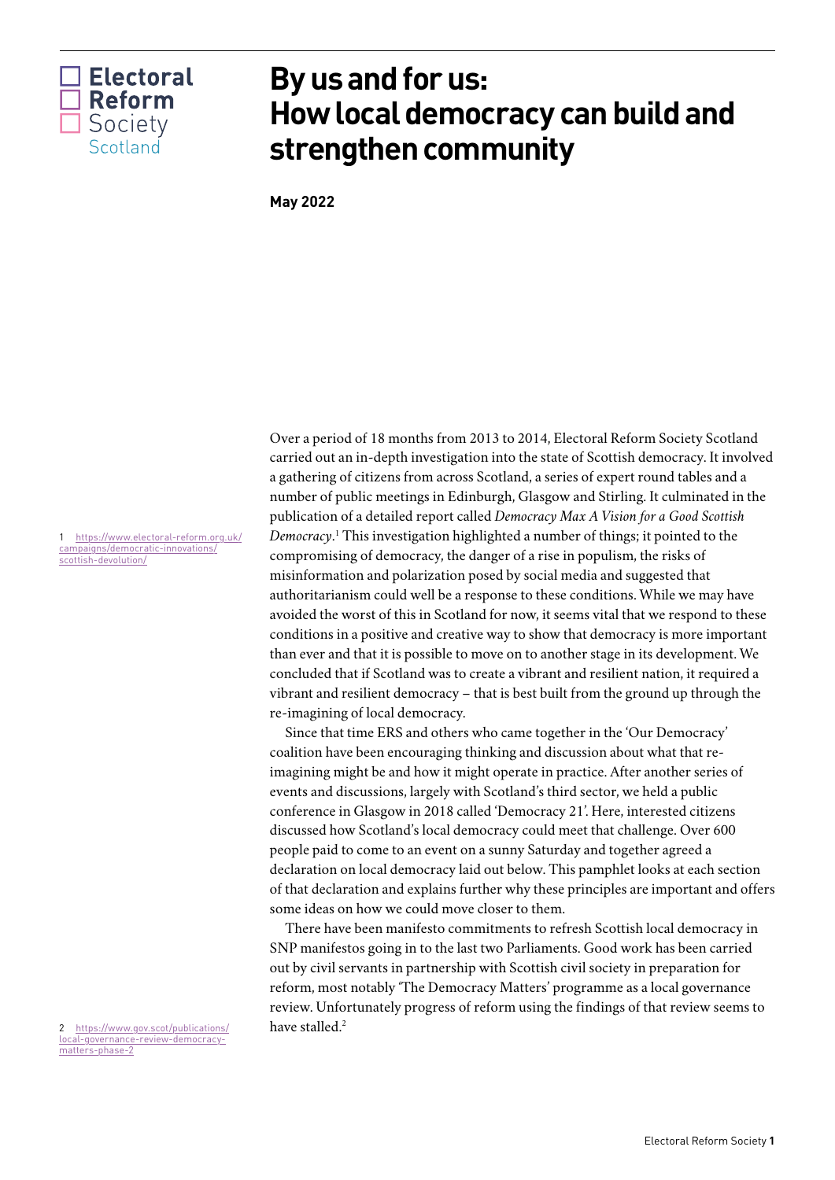Electoral Reform Society Scotland

# By us and for us: How local democracy can build and strengthen community

**May 2022**

Over a period of 18 months from 2013 to 2014, Electoral Reform Society Scotland carried out an in-depth investigation into the state of Scottish democracy. It involved a gathering of citizens from across Scotland, a series of expert round tables and a number of public meetings in Edinburgh, Glasgow and Stirling. It culminated in the publication of a detailed report called *Democracy Max A Vision for a Good Scottish Democracy*.[1] This investigation highlighted a number of things; it pointed to the compromising of democracy, the danger of a rise in populism, the risks of misinformation and polarization posed by social media and suggested that authoritarianism could well be a response to these conditions. While we may have avoided the worst of this in Scotland for now, it seems vital that we respond to these conditions in a positive and creative way to show that democracy is more important than ever and that it is possible to move on to another stage in its development. We concluded that if Scotland was to create a vibrant and resilient nation, it required a vibrant and resilient democracy – that is best built from the ground up through the re-imagining of local democracy.

Since that time ERS and others who came together in the 'Our Democracy' coalition have been encouraging thinking and discussion about what that re-imagining might be and how it might operate in practice. After another series of events and discussions, largely with Scotland's third sector, we held a public conference in Glasgow in 2018 called 'Democracy 21'. Here, interested citizens discussed how Scotland's local democracy could meet that challenge. Over 600 people paid to come to an event on a sunny Saturday and together agreed a declaration on local democracy laid out below. This pamphlet looks at each section of that declaration and explains further why these principles are important and offers some ideas on how we could move closer to them.

There have been manifesto commitments to refresh Scottish local democracy in SNP manifestos going in to the last two Parliaments. Good work has been carried out by civil servants in partnership with Scottish civil society in preparation for reform, most notably 'The Democracy Matters' programme as a local governance review. Unfortunately progress of reform using the findings of that review seems to have stalled.[2]

1 https://www.electoral-reform.org.uk/campaigns/democratic-innovations/scottish-devolution/

2 https://www.gov.scot/publications/local-governance-review-democracy-matters-phase-2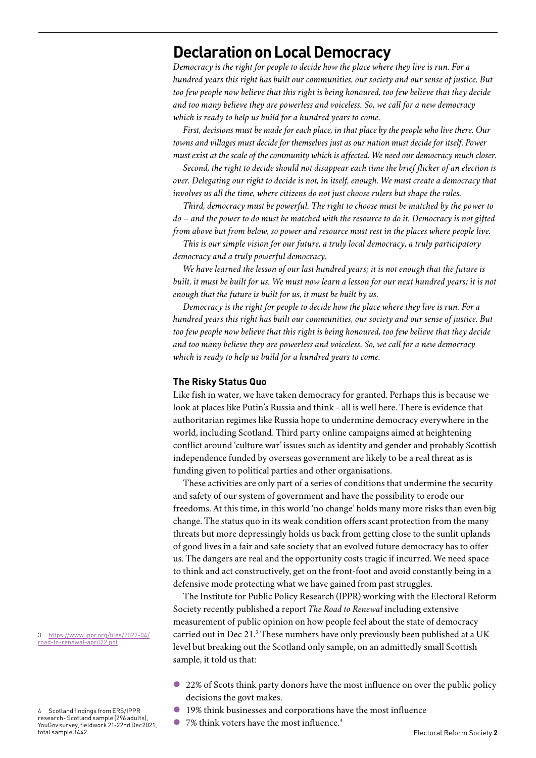## Declaration on Local Democracy

*Democracy is the right for people to decide how the place where they live is run. For a hundred years this right has built our communities, our society and our sense of justice. But too few people now believe that this right is being honoured, too few believe that they decide and too many believe they are powerless and voiceless. So, we call for a new democracy which is ready to help us build for a hundred years to come.*

*First, decisions must be made for each place, in that place by the people who live there. Our towns and villages must decide for themselves just as our nation must decide for itself. Power must exist at the scale of the community which is affected. We need our democracy much closer.*

*Second, the right to decide should not disappear each time the brief flicker of an election is over. Delegating our right to decide is not, in itself, enough. We must create a democracy that involves us all the time, where citizens do not just choose rulers but shape the rules.*

*Third, democracy must be powerful. The right to choose must be matched by the power to do – and the power to do must be matched with the resource to do it. Democracy is not gifted from above but from below, so power and resource must rest in the places where people live.*

*This is our simple vision for our future, a truly local democracy, a truly participatory democracy and a truly powerful democracy.*

*We have learned the lesson of our last hundred years; it is not enough that the future is built, it must be built for us. We must now learn a lesson for our next hundred years; it is not enough that the future is built for us, it must be built by us.*

*Democracy is the right for people to decide how the place where they live is run. For a hundred years this right has built our communities, our society and our sense of justice. But too few people now believe that this right is being honoured, too few believe that they decide and too many believe they are powerless and voiceless. So, we call for a new democracy which is ready to help us build for a hundred years to come.*

### The Risky Status Quo

Like fish in water, we have taken democracy for granted. Perhaps this is because we look at places like Putin's Russia and think - all is well here. There is evidence that authoritarian regimes like Russia hope to undermine democracy everywhere in the world, including Scotland. Third party online campaigns aimed at heightening conflict around 'culture war' issues such as identity and gender and probably Scottish independence funded by overseas government are likely to be a real threat as is funding given to political parties and other organisations.

These activities are only part of a series of conditions that undermine the security and safety of our system of government and have the possibility to erode our freedoms. At this time, in this world 'no change' holds many more risks than even big change. The status quo in its weak condition offers scant protection from the many threats but more depressingly holds us back from getting close to the sunlit uplands of good lives in a fair and safe society that an evolved future democracy has to offer us. The dangers are real and the opportunity costs tragic if incurred. We need space to think and act constructively, get on the front-foot and avoid constantly being in a defensive mode protecting what we have gained from past struggles.

The Institute for Public Policy Research (IPPR) working with the Electoral Reform Society recently published a report *The Road to Renewal* including extensive measurement of public opinion on how people feel about the state of democracy carried out in Dec 21.[3] These numbers have only previously been published at a UK level but breaking out the Scotland only sample, on an admittedly small Scottish sample, it told us that:

- 22% of Scots think party donors have the most influence on over the public policy decisions the govt makes.
- 19% think businesses and corporations have the most influence
- 7% think voters have the most influence.[4]

[3] https://www.ippr.org/files/2022-04/road-to-renewal-april22.pdf

[4] Scotland findings from ERS/IPPR research- Scotland sample (296 adults), YouGov survey, fieldwork 21-22nd Dec2021, total sample 3442.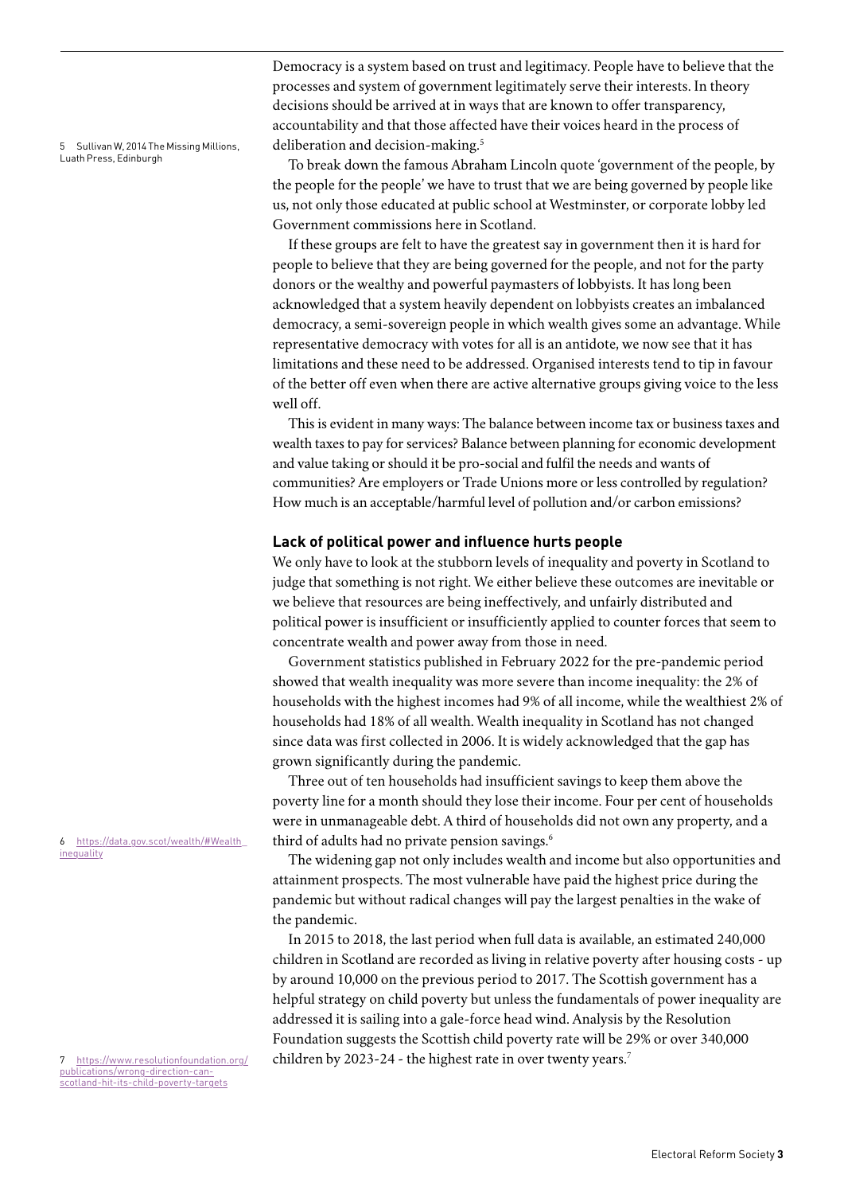Democracy is a system based on trust and legitimacy. People have to believe that the processes and system of government legitimately serve their interests. In theory decisions should be arrived at in ways that are known to offer transparency, accountability and that those affected have their voices heard in the process of deliberation and decision-making.[5]

To break down the famous Abraham Lincoln quote 'government of the people, by the people for the people' we have to trust that we are being governed by people like us, not only those educated at public school at Westminster, or corporate lobby led Government commissions here in Scotland.

If these groups are felt to have the greatest say in government then it is hard for people to believe that they are being governed for the people, and not for the party donors or the wealthy and powerful paymasters of lobbyists. It has long been acknowledged that a system heavily dependent on lobbyists creates an imbalanced democracy, a semi-sovereign people in which wealth gives some an advantage. While representative democracy with votes for all is an antidote, we now see that it has limitations and these need to be addressed. Organised interests tend to tip in favour of the better off even when there are active alternative groups giving voice to the less well off.

This is evident in many ways: The balance between income tax or business taxes and wealth taxes to pay for services? Balance between planning for economic development and value taking or should it be pro-social and fulfil the needs and wants of communities? Are employers or Trade Unions more or less controlled by regulation? How much is an acceptable/harmful level of pollution and/or carbon emissions?

## Lack of political power and influence hurts people

We only have to look at the stubborn levels of inequality and poverty in Scotland to judge that something is not right. We either believe these outcomes are inevitable or we believe that resources are being ineffectively, and unfairly distributed and political power is insufficient or insufficiently applied to counter forces that seem to concentrate wealth and power away from those in need.

Government statistics published in February 2022 for the pre-pandemic period showed that wealth inequality was more severe than income inequality: the 2% of households with the highest incomes had 9% of all income, while the wealthiest 2% of households had 18% of all wealth. Wealth inequality in Scotland has not changed since data was first collected in 2006. It is widely acknowledged that the gap has grown significantly during the pandemic.

Three out of ten households had insufficient savings to keep them above the poverty line for a month should they lose their income. Four per cent of households were in unmanageable debt. A third of households did not own any property, and a third of adults had no private pension savings.[6]

The widening gap not only includes wealth and income but also opportunities and attainment prospects. The most vulnerable have paid the highest price during the pandemic but without radical changes will pay the largest penalties in the wake of the pandemic.

In 2015 to 2018, the last period when full data is available, an estimated 240,000 children in Scotland are recorded as living in relative poverty after housing costs - up by around 10,000 on the previous period to 2017. The Scottish government has a helpful strategy on child poverty but unless the fundamentals of power inequality are addressed it is sailing into a gale-force head wind. Analysis by the Resolution Foundation suggests the Scottish child poverty rate will be 29% or over 340,000 children by 2023-24 - the highest rate in over twenty years.[7]

---

5 Sullivan W, 2014 The Missing Millions, Luath Press, Edinburgh

6 https://data.gov.scot/wealth/#Wealth_inequality

7 https://www.resolutionfoundation.org/publications/wrong-direction-can-scotland-hit-its-child-poverty-targets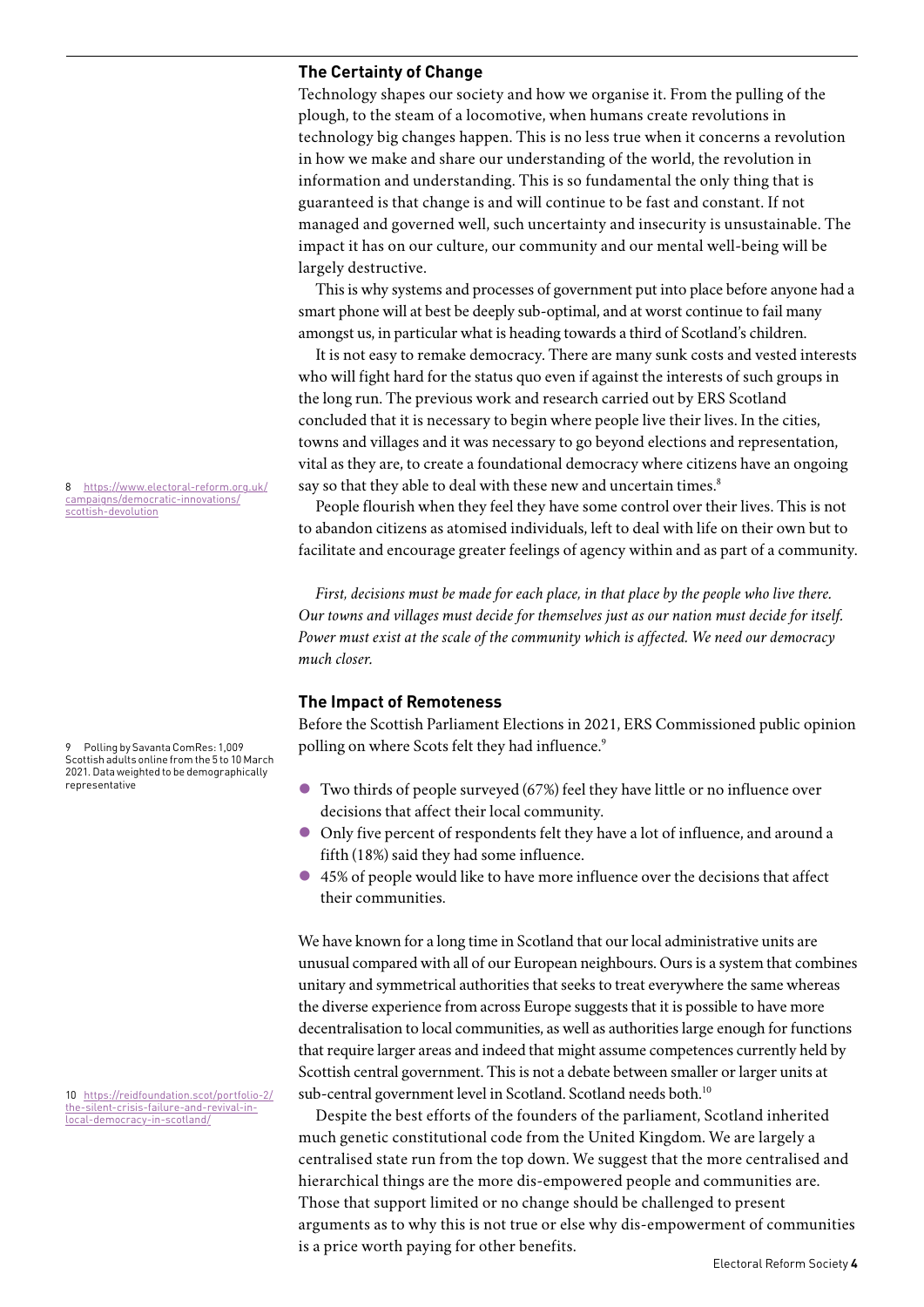## The Certainty of Change

Technology shapes our society and how we organise it. From the pulling of the plough, to the steam of a locomotive, when humans create revolutions in technology big changes happen. This is no less true when it concerns a revolution in how we make and share our understanding of the world, the revolution in information and understanding. This is so fundamental the only thing that is guaranteed is that change is and will continue to be fast and constant. If not managed and governed well, such uncertainty and insecurity is unsustainable. The impact it has on our culture, our community and our mental well-being will be largely destructive.

This is why systems and processes of government put into place before anyone had a smart phone will at best be deeply sub-optimal, and at worst continue to fail many amongst us, in particular what is heading towards a third of Scotland's children.

It is not easy to remake democracy. There are many sunk costs and vested interests who will fight hard for the status quo even if against the interests of such groups in the long run. The previous work and research carried out by ERS Scotland concluded that it is necessary to begin where people live their lives. In the cities, towns and villages and it was necessary to go beyond elections and representation, vital as they are, to create a foundational democracy where citizens have an ongoing say so that they able to deal with these new and uncertain times.[8]

People flourish when they feel they have some control over their lives. This is not to abandon citizens as atomised individuals, left to deal with life on their own but to facilitate and encourage greater feelings of agency within and as part of a community.

*First, decisions must be made for each place, in that place by the people who live there. Our towns and villages must decide for themselves just as our nation must decide for itself. Power must exist at the scale of the community which is affected. We need our democracy much closer.*

## The Impact of Remoteness

Before the Scottish Parliament Elections in 2021, ERS Commissioned public opinion polling on where Scots felt they had influence.[9]

- Two thirds of people surveyed (67%) feel they have little or no influence over decisions that affect their local community.
- Only five percent of respondents felt they have a lot of influence, and around a fifth (18%) said they had some influence.
- 45% of people would like to have more influence over the decisions that affect their communities.

We have known for a long time in Scotland that our local administrative units are unusual compared with all of our European neighbours. Ours is a system that combines unitary and symmetrical authorities that seeks to treat everywhere the same whereas the diverse experience from across Europe suggests that it is possible to have more decentralisation to local communities, as well as authorities large enough for functions that require larger areas and indeed that might assume competences currently held by Scottish central government. This is not a debate between smaller or larger units at sub-central government level in Scotland. Scotland needs both.[10]

Despite the best efforts of the founders of the parliament, Scotland inherited much genetic constitutional code from the United Kingdom. We are largely a centralised state run from the top down. We suggest that the more centralised and hierarchical things are the more dis-empowered people and communities are. Those that support limited or no change should be challenged to present arguments as to why this is not true or else why dis-empowerment of communities is a price worth paying for other benefits.

8 https://www.electoral-reform.org.uk/campaigns/democratic-innovations/scottish-devolution

9 Polling by Savanta ComRes: 1,009 Scottish adults online from the 5 to 10 March 2021. Data weighted to be demographically representative

10 https://reidfoundation.scot/portfolio-2/the-silent-crisis-failure-and-revival-in-local-democracy-in-scotland/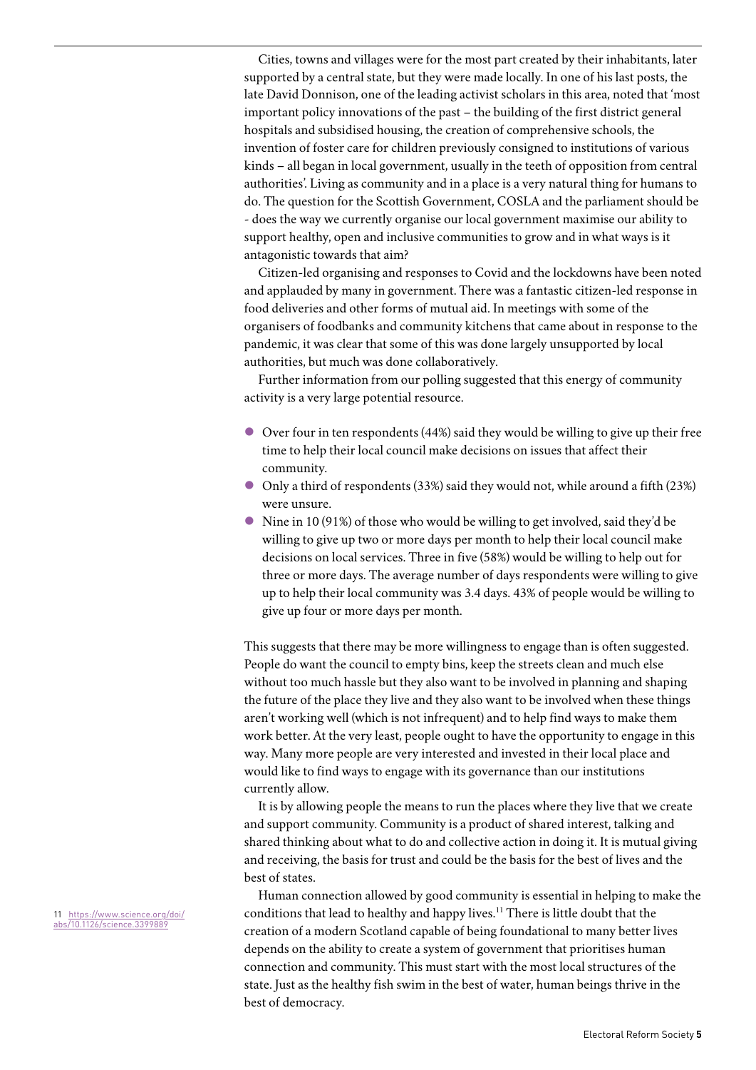Cities, towns and villages were for the most part created by their inhabitants, later supported by a central state, but they were made locally. In one of his last posts, the late David Donnison, one of the leading activist scholars in this area, noted that 'most important policy innovations of the past – the building of the first district general hospitals and subsidised housing, the creation of comprehensive schools, the invention of foster care for children previously consigned to institutions of various kinds – all began in local government, usually in the teeth of opposition from central authorities'. Living as community and in a place is a very natural thing for humans to do. The question for the Scottish Government, COSLA and the parliament should be - does the way we currently organise our local government maximise our ability to support healthy, open and inclusive communities to grow and in what ways is it antagonistic towards that aim?

Citizen-led organising and responses to Covid and the lockdowns have been noted and applauded by many in government. There was a fantastic citizen-led response in food deliveries and other forms of mutual aid. In meetings with some of the organisers of foodbanks and community kitchens that came about in response to the pandemic, it was clear that some of this was done largely unsupported by local authorities, but much was done collaboratively.

Further information from our polling suggested that this energy of community activity is a very large potential resource.

- Over four in ten respondents (44%) said they would be willing to give up their free time to help their local council make decisions on issues that affect their community.
- Only a third of respondents (33%) said they would not, while around a fifth (23%) were unsure.
- Nine in 10 (91%) of those who would be willing to get involved, said they'd be willing to give up two or more days per month to help their local council make decisions on local services. Three in five (58%) would be willing to help out for three or more days. The average number of days respondents were willing to give up to help their local community was 3.4 days. 43% of people would be willing to give up four or more days per month.

This suggests that there may be more willingness to engage than is often suggested. People do want the council to empty bins, keep the streets clean and much else without too much hassle but they also want to be involved in planning and shaping the future of the place they live and they also want to be involved when these things aren't working well (which is not infrequent) and to help find ways to make them work better. At the very least, people ought to have the opportunity to engage in this way. Many more people are very interested and invested in their local place and would like to find ways to engage with its governance than our institutions currently allow.

It is by allowing people the means to run the places where they live that we create and support community. Community is a product of shared interest, talking and shared thinking about what to do and collective action in doing it. It is mutual giving and receiving, the basis for trust and could be the basis for the best of lives and the best of states.

Human connection allowed by good community is essential in helping to make the conditions that lead to healthy and happy lives.[11] There is little doubt that the creation of a modern Scotland capable of being foundational to many better lives depends on the ability to create a system of government that prioritises human connection and community. This must start with the most local structures of the state. Just as the healthy fish swim in the best of water, human beings thrive in the best of democracy.

11 https://www.science.org/doi/abs/10.1126/science.3399889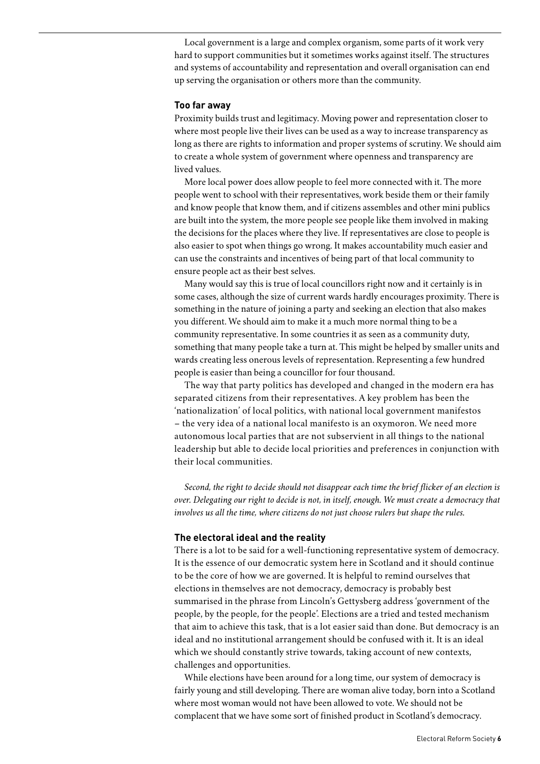Local government is a large and complex organism, some parts of it work very hard to support communities but it sometimes works against itself. The structures and systems of accountability and representation and overall organisation can end up serving the organisation or others more than the community.

### Too far away

Proximity builds trust and legitimacy. Moving power and representation closer to where most people live their lives can be used as a way to increase transparency as long as there are rights to information and proper systems of scrutiny. We should aim to create a whole system of government where openness and transparency are lived values.

More local power does allow people to feel more connected with it. The more people went to school with their representatives, work beside them or their family and know people that know them, and if citizens assembles and other mini publics are built into the system, the more people see people like them involved in making the decisions for the places where they live. If representatives are close to people is also easier to spot when things go wrong. It makes accountability much easier and can use the constraints and incentives of being part of that local community to ensure people act as their best selves.

Many would say this is true of local councillors right now and it certainly is in some cases, although the size of current wards hardly encourages proximity. There is something in the nature of joining a party and seeking an election that also makes you different. We should aim to make it a much more normal thing to be a community representative. In some countries it as seen as a community duty, something that many people take a turn at. This might be helped by smaller units and wards creating less onerous levels of representation. Representing a few hundred people is easier than being a councillor for four thousand.

The way that party politics has developed and changed in the modern era has separated citizens from their representatives. A key problem has been the 'nationalization' of local politics, with national local government manifestos – the very idea of a national local manifesto is an oxymoron. We need more autonomous local parties that are not subservient in all things to the national leadership but able to decide local priorities and preferences in conjunction with their local communities.

*Second, the right to decide should not disappear each time the brief flicker of an election is over. Delegating our right to decide is not, in itself, enough. We must create a democracy that involves us all the time, where citizens do not just choose rulers but shape the rules.*

### The electoral ideal and the reality

There is a lot to be said for a well-functioning representative system of democracy. It is the essence of our democratic system here in Scotland and it should continue to be the core of how we are governed. It is helpful to remind ourselves that elections in themselves are not democracy, democracy is probably best summarised in the phrase from Lincoln's Gettysberg address 'government of the people, by the people, for the people'. Elections are a tried and tested mechanism that aim to achieve this task, that is a lot easier said than done. But democracy is an ideal and no institutional arrangement should be confused with it. It is an ideal which we should constantly strive towards, taking account of new contexts, challenges and opportunities.

While elections have been around for a long time, our system of democracy is fairly young and still developing. There are woman alive today, born into a Scotland where most woman would not have been allowed to vote. We should not be complacent that we have some sort of finished product in Scotland's democracy.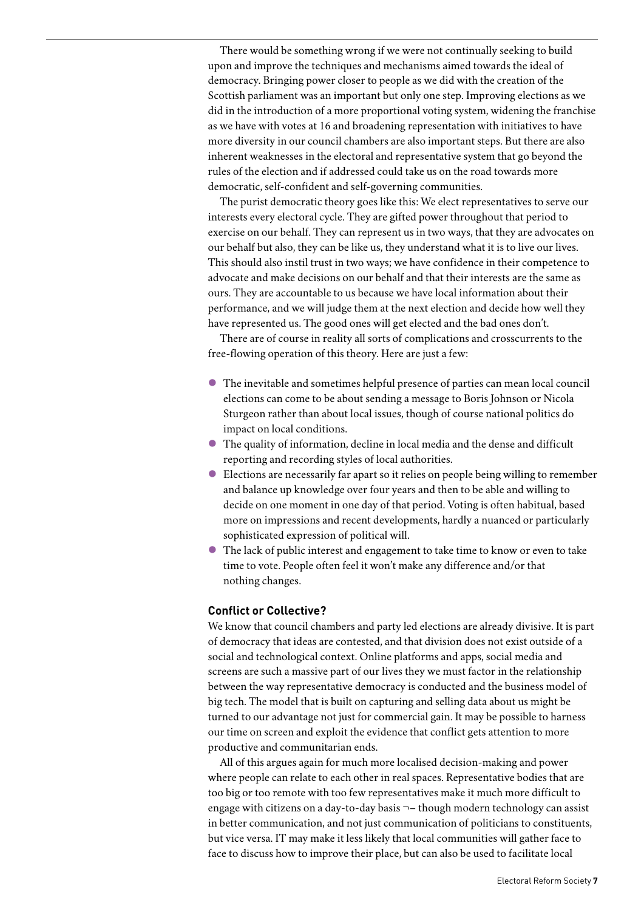There would be something wrong if we were not continually seeking to build upon and improve the techniques and mechanisms aimed towards the ideal of democracy. Bringing power closer to people as we did with the creation of the Scottish parliament was an important but only one step. Improving elections as we did in the introduction of a more proportional voting system, widening the franchise as we have with votes at 16 and broadening representation with initiatives to have more diversity in our council chambers are also important steps. But there are also inherent weaknesses in the electoral and representative system that go beyond the rules of the election and if addressed could take us on the road towards more democratic, self-confident and self-governing communities.

The purist democratic theory goes like this: We elect representatives to serve our interests every electoral cycle. They are gifted power throughout that period to exercise on our behalf. They can represent us in two ways, that they are advocates on our behalf but also, they can be like us, they understand what it is to live our lives. This should also instil trust in two ways; we have confidence in their competence to advocate and make decisions on our behalf and that their interests are the same as ours. They are accountable to us because we have local information about their performance, and we will judge them at the next election and decide how well they have represented us. The good ones will get elected and the bad ones don't.

There are of course in reality all sorts of complications and crosscurrents to the free-flowing operation of this theory. Here are just a few:

- The inevitable and sometimes helpful presence of parties can mean local council elections can come to be about sending a message to Boris Johnson or Nicola Sturgeon rather than about local issues, though of course national politics do impact on local conditions.
- The quality of information, decline in local media and the dense and difficult reporting and recording styles of local authorities.
- Elections are necessarily far apart so it relies on people being willing to remember and balance up knowledge over four years and then to be able and willing to decide on one moment in one day of that period. Voting is often habitual, based more on impressions and recent developments, hardly a nuanced or particularly sophisticated expression of political will.
- The lack of public interest and engagement to take time to know or even to take time to vote. People often feel it won't make any difference and/or that nothing changes.

**Conflict or Collective?**

We know that council chambers and party led elections are already divisive. It is part of democracy that ideas are contested, and that division does not exist outside of a social and technological context. Online platforms and apps, social media and screens are such a massive part of our lives they we must factor in the relationship between the way representative democracy is conducted and the business model of big tech. The model that is built on capturing and selling data about us might be turned to our advantage not just for commercial gain. It may be possible to harness our time on screen and exploit the evidence that conflict gets attention to more productive and communitarian ends.

All of this argues again for much more localised decision-making and power where people can relate to each other in real spaces. Representative bodies that are too big or too remote with too few representatives make it much more difficult to engage with citizens on a day-to-day basis ¬– though modern technology can assist in better communication, and not just communication of politicians to constituents, but vice versa. IT may make it less likely that local communities will gather face to face to discuss how to improve their place, but can also be used to facilitate local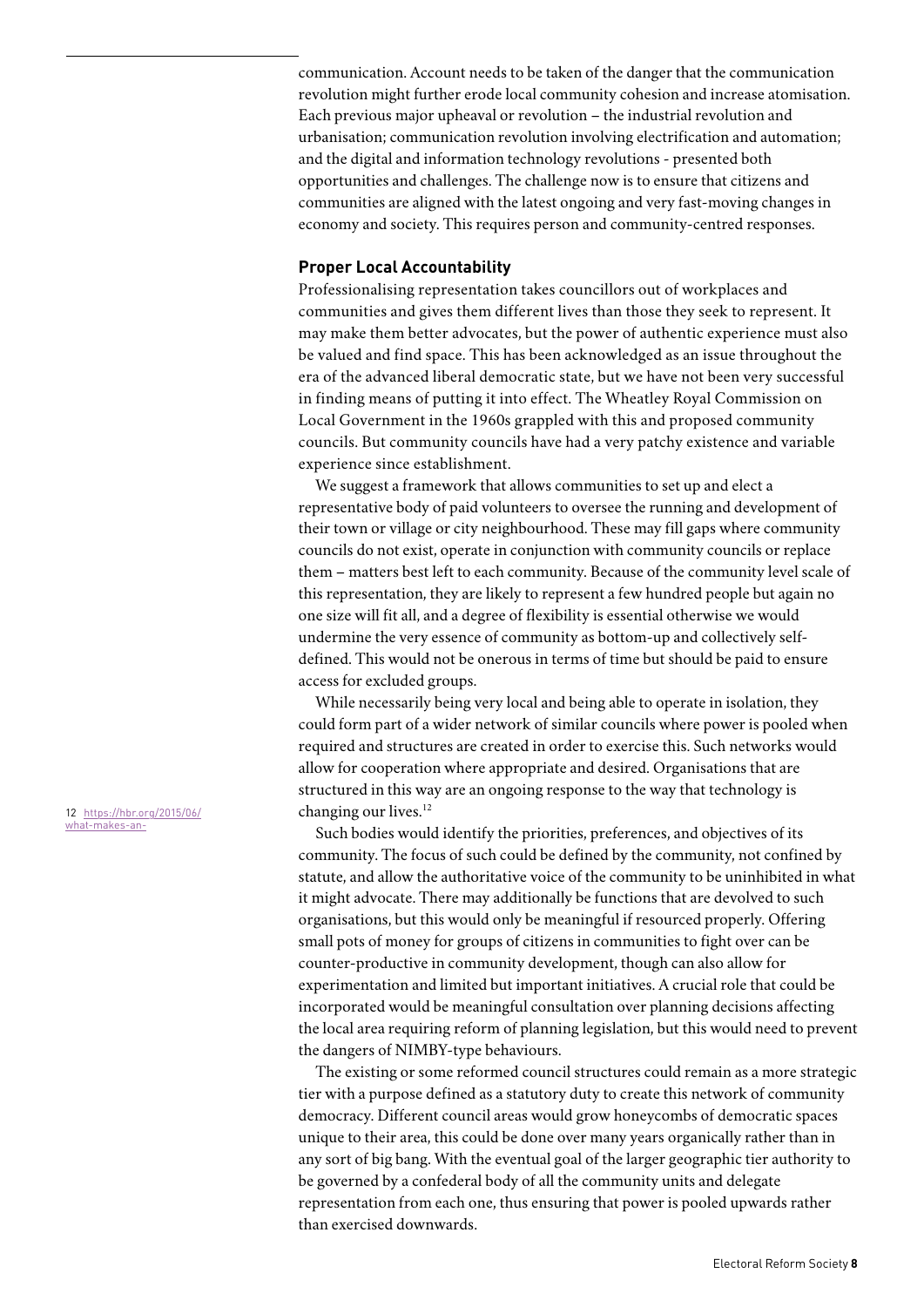communication. Account needs to be taken of the danger that the communication revolution might further erode local community cohesion and increase atomisation. Each previous major upheaval or revolution – the industrial revolution and urbanisation; communication revolution involving electrification and automation; and the digital and information technology revolutions - presented both opportunities and challenges. The challenge now is to ensure that citizens and communities are aligned with the latest ongoing and very fast-moving changes in economy and society. This requires person and community-centred responses.

## Proper Local Accountability

Professionalising representation takes councillors out of workplaces and communities and gives them different lives than those they seek to represent. It may make them better advocates, but the power of authentic experience must also be valued and find space. This has been acknowledged as an issue throughout the era of the advanced liberal democratic state, but we have not been very successful in finding means of putting it into effect. The Wheatley Royal Commission on Local Government in the 1960s grappled with this and proposed community councils. But community councils have had a very patchy existence and variable experience since establishment.

We suggest a framework that allows communities to set up and elect a representative body of paid volunteers to oversee the running and development of their town or village or city neighbourhood. These may fill gaps where community councils do not exist, operate in conjunction with community councils or replace them – matters best left to each community. Because of the community level scale of this representation, they are likely to represent a few hundred people but again no one size will fit all, and a degree of flexibility is essential otherwise we would undermine the very essence of community as bottom-up and collectively self-defined. This would not be onerous in terms of time but should be paid to ensure access for excluded groups.

While necessarily being very local and being able to operate in isolation, they could form part of a wider network of similar councils where power is pooled when required and structures are created in order to exercise this. Such networks would allow for cooperation where appropriate and desired. Organisations that are structured in this way are an ongoing response to the way that technology is changing our lives.[12]

Such bodies would identify the priorities, preferences, and objectives of its community. The focus of such could be defined by the community, not confined by statute, and allow the authoritative voice of the community to be uninhibited in what it might advocate. There may additionally be functions that are devolved to such organisations, but this would only be meaningful if resourced properly. Offering small pots of money for groups of citizens in communities to fight over can be counter-productive in community development, though can also allow for experimentation and limited but important initiatives. A crucial role that could be incorporated would be meaningful consultation over planning decisions affecting the local area requiring reform of planning legislation, but this would need to prevent the dangers of NIMBY-type behaviours.

The existing or some reformed council structures could remain as a more strategic tier with a purpose defined as a statutory duty to create this network of community democracy. Different council areas would grow honeycombs of democratic spaces unique to their area, this could be done over many years organically rather than in any sort of big bang. With the eventual goal of the larger geographic tier authority to be governed by a confederal body of all the community units and delegate representation from each one, thus ensuring that power is pooled upwards rather than exercised downwards.

12 https://hbr.org/2015/06/what-makes-an-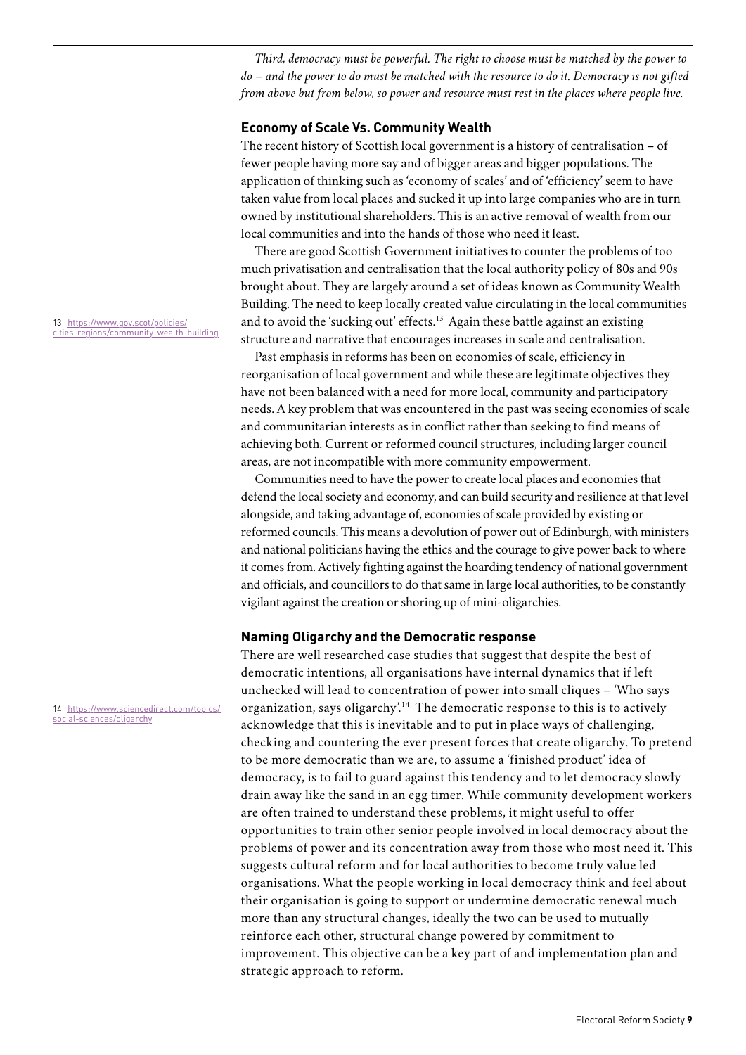*Third, democracy must be powerful. The right to choose must be matched by the power to do – and the power to do must be matched with the resource to do it. Democracy is not gifted from above but from below, so power and resource must rest in the places where people live.*

## Economy of Scale Vs. Community Wealth

The recent history of Scottish local government is a history of centralisation – of fewer people having more say and of bigger areas and bigger populations. The application of thinking such as 'economy of scales' and of 'efficiency' seem to have taken value from local places and sucked it up into large companies who are in turn owned by institutional shareholders. This is an active removal of wealth from our local communities and into the hands of those who need it least.

There are good Scottish Government initiatives to counter the problems of too much privatisation and centralisation that the local authority policy of 80s and 90s brought about. They are largely around a set of ideas known as Community Wealth Building. The need to keep locally created value circulating in the local communities and to avoid the 'sucking out' effects.[13] Again these battle against an existing structure and narrative that encourages increases in scale and centralisation.

Past emphasis in reforms has been on economies of scale, efficiency in reorganisation of local government and while these are legitimate objectives they have not been balanced with a need for more local, community and participatory needs. A key problem that was encountered in the past was seeing economies of scale and communitarian interests as in conflict rather than seeking to find means of achieving both. Current or reformed council structures, including larger council areas, are not incompatible with more community empowerment.

Communities need to have the power to create local places and economies that defend the local society and economy, and can build security and resilience at that level alongside, and taking advantage of, economies of scale provided by existing or reformed councils. This means a devolution of power out of Edinburgh, with ministers and national politicians having the ethics and the courage to give power back to where it comes from. Actively fighting against the hoarding tendency of national government and officials, and councillors to do that same in large local authorities, to be constantly vigilant against the creation or shoring up of mini-oligarchies.

## Naming Oligarchy and the Democratic response

There are well researched case studies that suggest that despite the best of democratic intentions, all organisations have internal dynamics that if left unchecked will lead to concentration of power into small cliques – 'Who says organization, says oligarchy'.[14] The democratic response to this is to actively acknowledge that this is inevitable and to put in place ways of challenging, checking and countering the ever present forces that create oligarchy. To pretend to be more democratic than we are, to assume a 'finished product' idea of democracy, is to fail to guard against this tendency and to let democracy slowly drain away like the sand in an egg timer. While community development workers are often trained to understand these problems, it might useful to offer opportunities to train other senior people involved in local democracy about the problems of power and its concentration away from those who most need it. This suggests cultural reform and for local authorities to become truly value led organisations. What the people working in local democracy think and feel about their organisation is going to support or undermine democratic renewal much more than any structural changes, ideally the two can be used to mutually reinforce each other, structural change powered by commitment to improvement. This objective can be a key part of and implementation plan and strategic approach to reform.

13 https://www.gov.scot/policies/cities-regions/community-wealth-building

14 https://www.sciencedirect.com/topics/social-sciences/oligarchy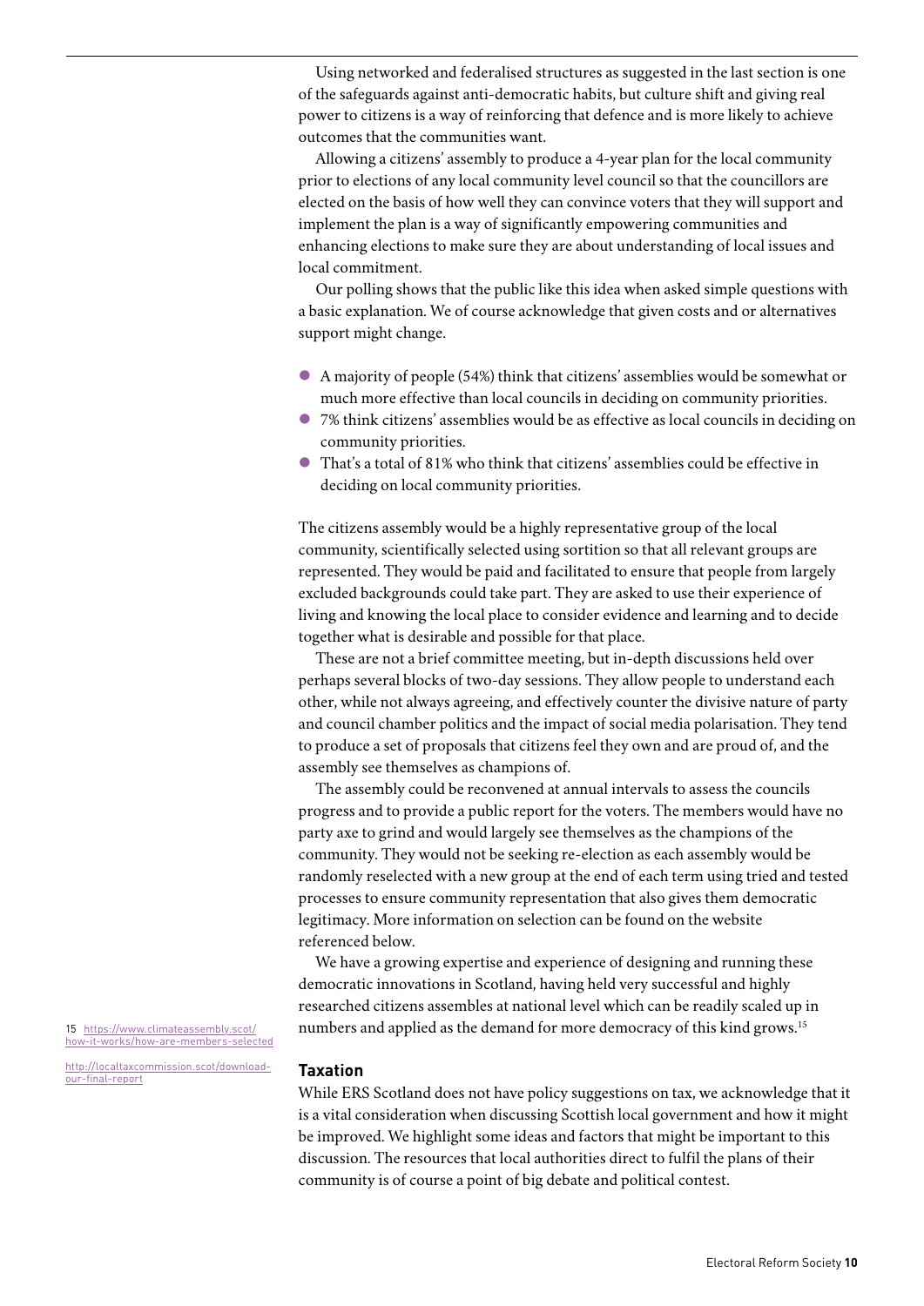Using networked and federalised structures as suggested in the last section is one of the safeguards against anti-democratic habits, but culture shift and giving real power to citizens is a way of reinforcing that defence and is more likely to achieve outcomes that the communities want.

Allowing a citizens' assembly to produce a 4-year plan for the local community prior to elections of any local community level council so that the councillors are elected on the basis of how well they can convince voters that they will support and implement the plan is a way of significantly empowering communities and enhancing elections to make sure they are about understanding of local issues and local commitment.

Our polling shows that the public like this idea when asked simple questions with a basic explanation. We of course acknowledge that given costs and or alternatives support might change.

- A majority of people (54%) think that citizens' assemblies would be somewhat or much more effective than local councils in deciding on community priorities.
- 7% think citizens' assemblies would be as effective as local councils in deciding on community priorities.
- That's a total of 81% who think that citizens' assemblies could be effective in deciding on local community priorities.

The citizens assembly would be a highly representative group of the local community, scientifically selected using sortition so that all relevant groups are represented. They would be paid and facilitated to ensure that people from largely excluded backgrounds could take part. They are asked to use their experience of living and knowing the local place to consider evidence and learning and to decide together what is desirable and possible for that place.

These are not a brief committee meeting, but in-depth discussions held over perhaps several blocks of two-day sessions. They allow people to understand each other, while not always agreeing, and effectively counter the divisive nature of party and council chamber politics and the impact of social media polarisation. They tend to produce a set of proposals that citizens feel they own and are proud of, and the assembly see themselves as champions of.

The assembly could be reconvened at annual intervals to assess the councils progress and to provide a public report for the voters. The members would have no party axe to grind and would largely see themselves as the champions of the community. They would not be seeking re-election as each assembly would be randomly reselected with a new group at the end of each term using tried and tested processes to ensure community representation that also gives them democratic legitimacy. More information on selection can be found on the website referenced below.

We have a growing expertise and experience of designing and running these democratic innovations in Scotland, having held very successful and highly researched citizens assembles at national level which can be readily scaled up in numbers and applied as the demand for more democracy of this kind grows.[15]

### Taxation

While ERS Scotland does not have policy suggestions on tax, we acknowledge that it is a vital consideration when discussing Scottish local government and how it might be improved. We highlight some ideas and factors that might be important to this discussion. The resources that local authorities direct to fulfil the plans of their community is of course a point of big debate and political contest.

---

15 https://www.climateassembly.scot/how-it-works/how-are-members-selected

http://localtaxcommission.scot/download-our-final-report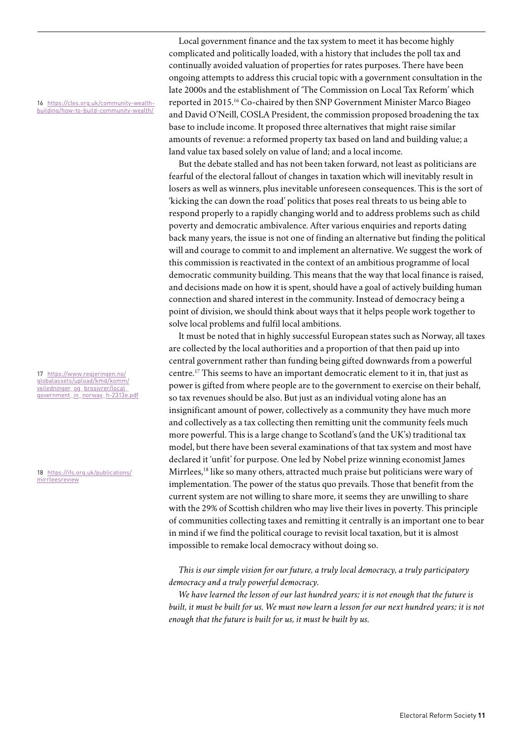Local government finance and the tax system to meet it has become highly complicated and politically loaded, with a history that includes the poll tax and continually avoided valuation of properties for rates purposes. There have been ongoing attempts to address this crucial topic with a government consultation in the late 2000s and the establishment of 'The Commission on Local Tax Reform' which reported in 2015.[16] Co-chaired by then SNP Government Minister Marco Biageo and David O'Neill, COSLA President, the commission proposed broadening the tax base to include income. It proposed three alternatives that might raise similar amounts of revenue: a reformed property tax based on land and building value; a land value tax based solely on value of land; and a local income.

But the debate stalled and has not been taken forward, not least as politicians are fearful of the electoral fallout of changes in taxation which will inevitably result in losers as well as winners, plus inevitable unforeseen consequences. This is the sort of 'kicking the can down the road' politics that poses real threats to us being able to respond properly to a rapidly changing world and to address problems such as child poverty and democratic ambivalence. After various enquiries and reports dating back many years, the issue is not one of finding an alternative but finding the political will and courage to commit to and implement an alternative. We suggest the work of this commission is reactivated in the context of an ambitious programme of local democratic community building. This means that the way that local finance is raised, and decisions made on how it is spent, should have a goal of actively building human connection and shared interest in the community. Instead of democracy being a point of division, we should think about ways that it helps people work together to solve local problems and fulfil local ambitions.

It must be noted that in highly successful European states such as Norway, all taxes are collected by the local authorities and a proportion of that then paid up into central government rather than funding being gifted downwards from a powerful centre.[17] This seems to have an important democratic element to it in, that just as power is gifted from where people are to the government to exercise on their behalf, so tax revenues should be also. But just as an individual voting alone has an insignificant amount of power, collectively as a community they have much more and collectively as a tax collecting then remitting unit the community feels much more powerful. This is a large change to Scotland's (and the UK's) traditional tax model, but there have been several examinations of that tax system and most have declared it 'unfit' for purpose. One led by Nobel prize winning economist James Mirrlees,[18] like so many others, attracted much praise but politicians were wary of implementation. The power of the status quo prevails. Those that benefit from the current system are not willing to share more, it seems they are unwilling to share with the 29% of Scottish children who may live their lives in poverty. This principle of communities collecting taxes and remitting it centrally is an important one to bear in mind if we find the political courage to revisit local taxation, but it is almost impossible to remake local democracy without doing so.

*This is our simple vision for our future, a truly local democracy, a truly participatory democracy and a truly powerful democracy.*

*We have learned the lesson of our last hundred years; it is not enough that the future is built, it must be built for us. We must now learn a lesson for our next hundred years; it is not enough that the future is built for us, it must be built by us.*

16 https://cles.org.uk/community-wealth-building/how-to-build-community-wealth/

17 https://www.regjeringen.no/globalassets/upload/kmd/komm/veiledninger_og_brosjyrer/local_government_in_norway_h-2313e.pdf

18 https://ifs.org.uk/publications/mirrleesreview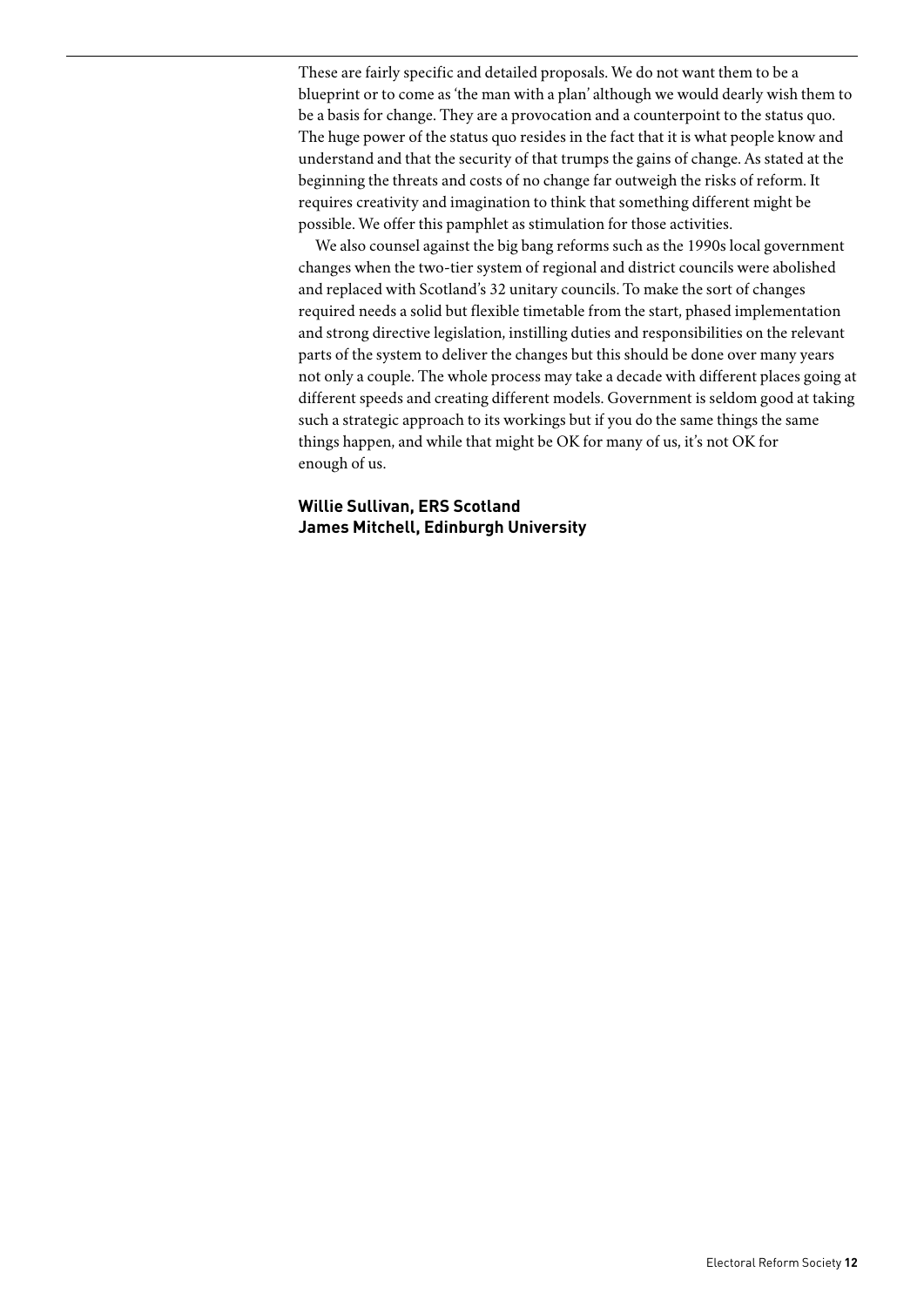These are fairly specific and detailed proposals. We do not want them to be a blueprint or to come as 'the man with a plan' although we would dearly wish them to be a basis for change. They are a provocation and a counterpoint to the status quo. The huge power of the status quo resides in the fact that it is what people know and understand and that the security of that trumps the gains of change. As stated at the beginning the threats and costs of no change far outweigh the risks of reform. It requires creativity and imagination to think that something different might be possible. We offer this pamphlet as stimulation for those activities.

We also counsel against the big bang reforms such as the 1990s local government changes when the two-tier system of regional and district councils were abolished and replaced with Scotland's 32 unitary councils. To make the sort of changes required needs a solid but flexible timetable from the start, phased implementation and strong directive legislation, instilling duties and responsibilities on the relevant parts of the system to deliver the changes but this should be done over many years not only a couple. The whole process may take a decade with different places going at different speeds and creating different models. Government is seldom good at taking such a strategic approach to its workings but if you do the same things the same things happen, and while that might be OK for many of us, it's not OK for enough of us.

**Willie Sullivan, ERS Scotland**
**James Mitchell, Edinburgh University**